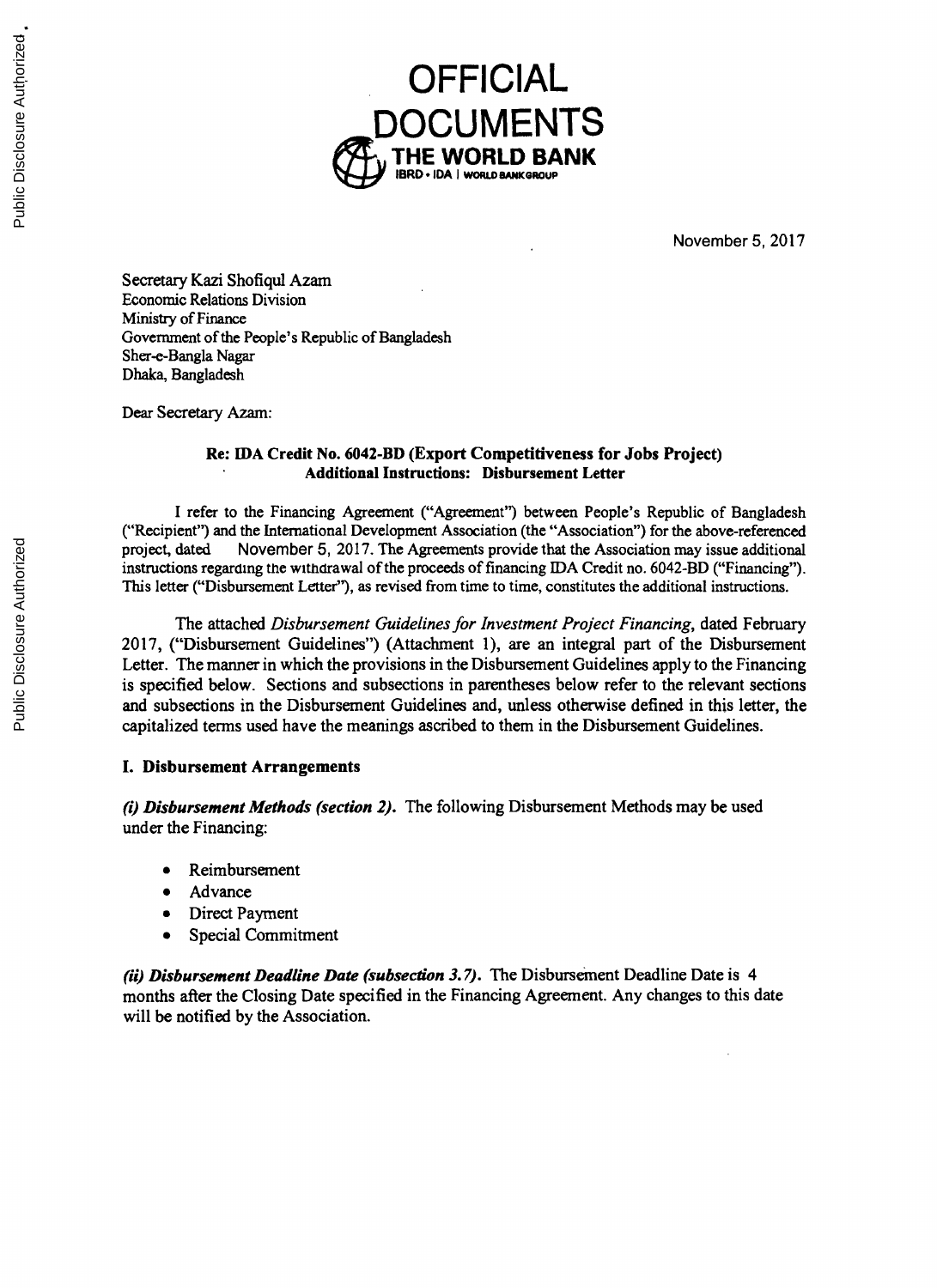# OFFICIAL DOCUMENTS

**THE WORLD BANK**
IBRD • IDA | WORLD BANK GROUP

November 5, 2017

Secretary Kazi Shofiqul Azam
Economic Relations Division
Ministry of Finance
Government of the People's Republic of Bangladesh
Sher-e-Bangla Nagar
Dhaka, Bangladesh

Dear Secretary Azam:

**Re: IDA Credit No. 6042-BD (Export Competitiveness for Jobs Project)**
**Additional Instructions: Disbursement Letter**

I refer to the Financing Agreement ("Agreement") between People's Republic of Bangladesh ("Recipient") and the International Development Association (the "Association") for the above-referenced project, dated November 5, 2017. The Agreements provide that the Association may issue additional instructions regarding the withdrawal of the proceeds of financing IDA Credit no. 6042-BD ("Financing"). This letter ("Disbursement Letter"), as revised from time to time, constitutes the additional instructions.

The attached *Disbursement Guidelines for Investment Project Financing*, dated February 2017, ("Disbursement Guidelines") (Attachment 1), are an integral part of the Disbursement Letter. The manner in which the provisions in the Disbursement Guidelines apply to the Financing is specified below. Sections and subsections in parentheses below refer to the relevant sections and subsections in the Disbursement Guidelines and, unless otherwise defined in this letter, the capitalized terms used have the meanings ascribed to them in the Disbursement Guidelines.

## I. Disbursement Arrangements

***(i) Disbursement Methods (section 2).*** The following Disbursement Methods may be used under the Financing:

- Reimbursement
- Advance
- Direct Payment
- Special Commitment

***(ii) Disbursement Deadline Date (subsection 3.7).*** The Disbursement Deadline Date is 4 months after the Closing Date specified in the Financing Agreement. Any changes to this date will be notified by the Association.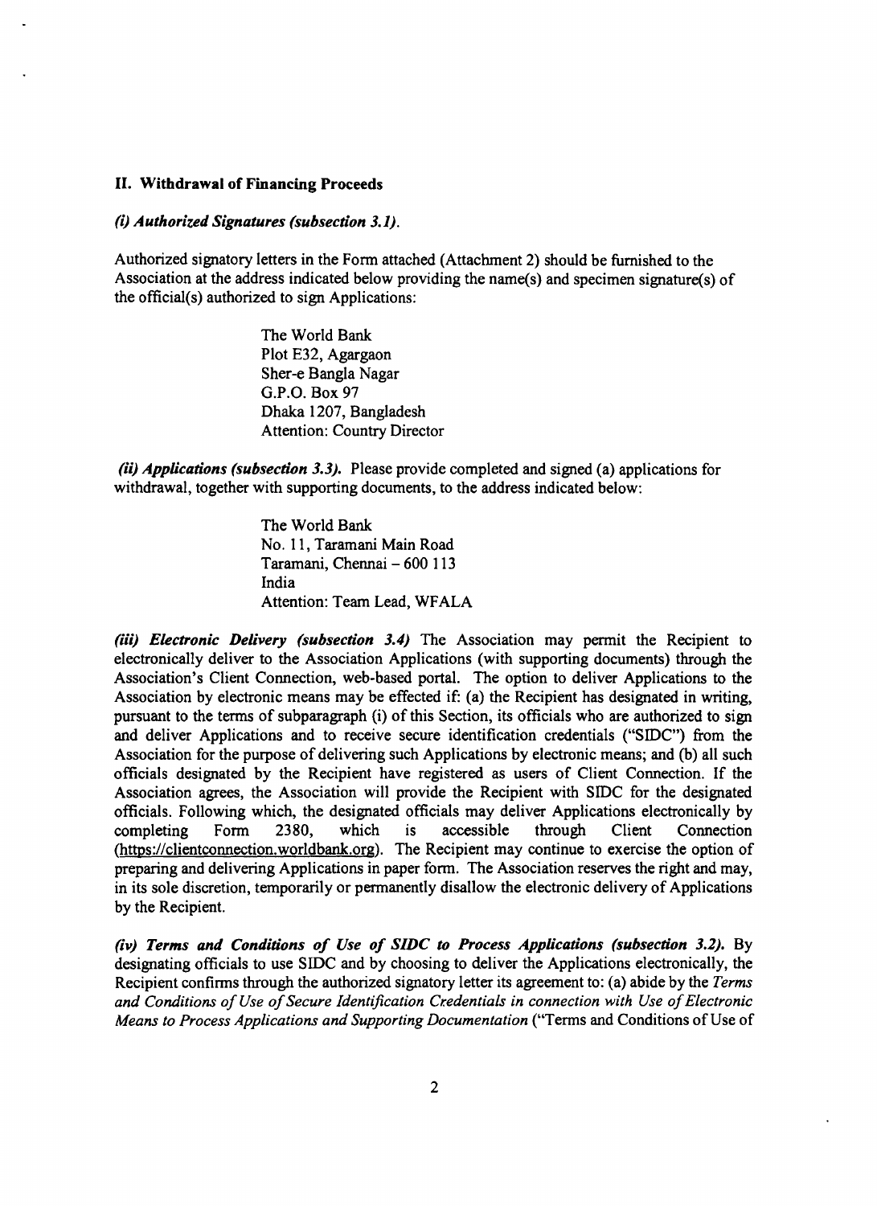## II. Withdrawal of Financing Proceeds

***(i) Authorized Signatures (subsection 3.1).***

Authorized signatory letters in the Form attached (Attachment 2) should be furnished to the Association at the address indicated below providing the name(s) and specimen signature(s) of the official(s) authorized to sign Applications:

> The World Bank
> Plot E32, Agargaon
> Sher-e Bangla Nagar
> G.P.O. Box 97
> Dhaka 1207, Bangladesh
> Attention: Country Director

***(ii) Applications (subsection 3.3).*** Please provide completed and signed (a) applications for withdrawal, together with supporting documents, to the address indicated below:

> The World Bank
> No. 11, Taramani Main Road
> Taramani, Chennai – 600 113
> India
> Attention: Team Lead, WFALA

***(iii) Electronic Delivery (subsection 3.4)*** The Association may permit the Recipient to electronically deliver to the Association Applications (with supporting documents) through the Association's Client Connection, web-based portal. The option to deliver Applications to the Association by electronic means may be effected if: (a) the Recipient has designated in writing, pursuant to the terms of subparagraph (i) of this Section, its officials who are authorized to sign and deliver Applications and to receive secure identification credentials ("SIDC") from the Association for the purpose of delivering such Applications by electronic means; and (b) all such officials designated by the Recipient have registered as users of Client Connection. If the Association agrees, the Association will provide the Recipient with SIDC for the designated officials. Following which, the designated officials may deliver Applications electronically by completing Form 2380, which is accessible through Client Connection (https://clientconnection.worldbank.org). The Recipient may continue to exercise the option of preparing and delivering Applications in paper form. The Association reserves the right and may, in its sole discretion, temporarily or permanently disallow the electronic delivery of Applications by the Recipient.

***(iv) Terms and Conditions of Use of SIDC to Process Applications (subsection 3.2).*** By designating officials to use SIDC and by choosing to deliver the Applications electronically, the Recipient confirms through the authorized signatory letter its agreement to: (a) abide by the *Terms and Conditions of Use of Secure Identification Credentials in connection with Use of Electronic Means to Process Applications and Supporting Documentation* ("Terms and Conditions of Use of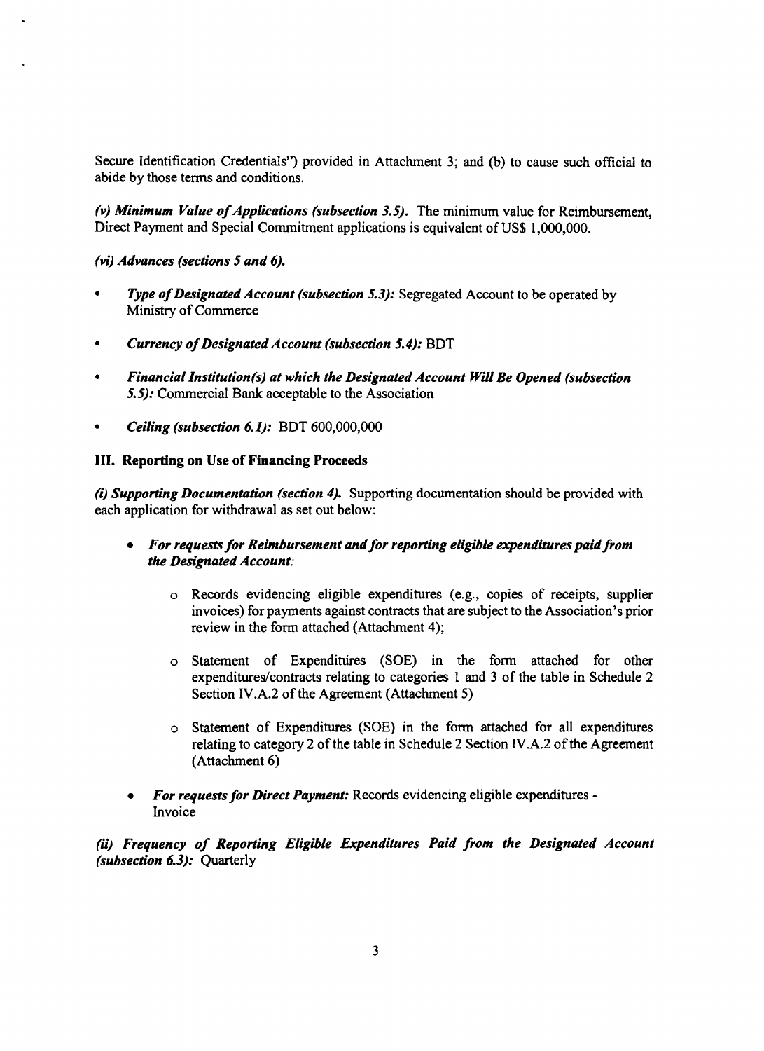Secure Identification Credentials") provided in Attachment 3; and (b) to cause such official to abide by those terms and conditions.

***(v) Minimum Value of Applications (subsection 3.5).*** The minimum value for Reimbursement, Direct Payment and Special Commitment applications is equivalent of US$ 1,000,000.

***(vi) Advances (sections 5 and 6).***

- ***Type of Designated Account (subsection 5.3):*** Segregated Account to be operated by Ministry of Commerce
- ***Currency of Designated Account (subsection 5.4):*** BDT
- ***Financial Institution(s) at which the Designated Account Will Be Opened (subsection 5.5):*** Commercial Bank acceptable to the Association
- ***Ceiling (subsection 6.1):*** BDT 600,000,000

## III. Reporting on Use of Financing Proceeds

***(i) Supporting Documentation (section 4).*** Supporting documentation should be provided with each application for withdrawal as set out below:

- ***For requests for Reimbursement and for reporting eligible expenditures paid from the Designated Account:***
  - Records evidencing eligible expenditures (e.g., copies of receipts, supplier invoices) for payments against contracts that are subject to the Association's prior review in the form attached (Attachment 4);
  - Statement of Expenditures (SOE) in the form attached for other expenditures/contracts relating to categories 1 and 3 of the table in Schedule 2 Section IV.A.2 of the Agreement (Attachment 5)
  - Statement of Expenditures (SOE) in the form attached for all expenditures relating to category 2 of the table in Schedule 2 Section IV.A.2 of the Agreement (Attachment 6)
- ***For requests for Direct Payment:*** Records evidencing eligible expenditures - Invoice

***(ii) Frequency of Reporting Eligible Expenditures Paid from the Designated Account (subsection 6.3):*** Quarterly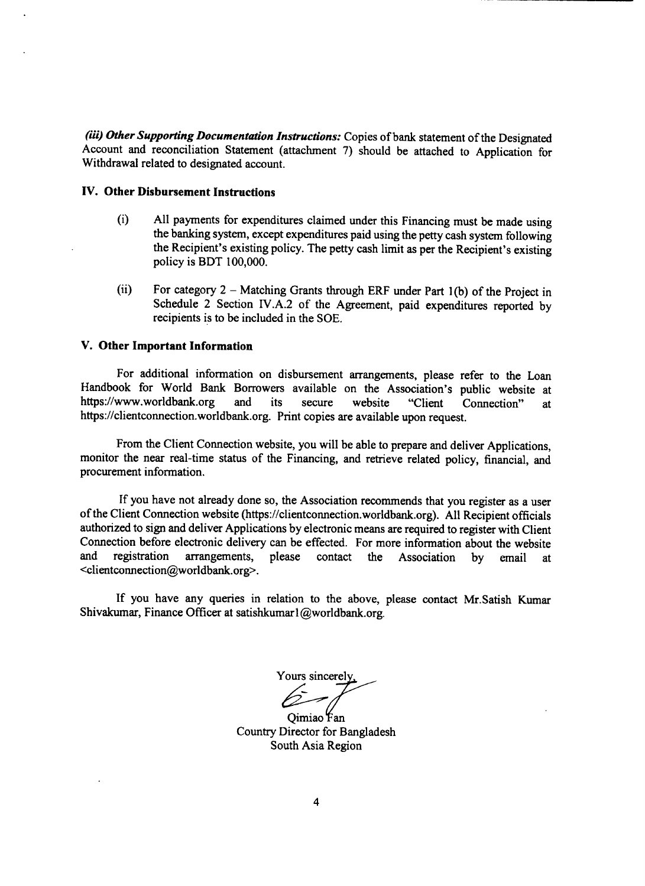***(iii) Other Supporting Documentation Instructions:*** Copies of bank statement of the Designated Account and reconciliation Statement (attachment 7) should be attached to Application for Withdrawal related to designated account.

## IV. Other Disbursement Instructions

(i) All payments for expenditures claimed under this Financing must be made using the banking system, except expenditures paid using the petty cash system following the Recipient's existing policy. The petty cash limit as per the Recipient's existing policy is BDT 100,000.

(ii) For category 2 – Matching Grants through ERF under Part 1(b) of the Project in Schedule 2 Section IV.A.2 of the Agreement, paid expenditures reported by recipients is to be included in the SOE.

## V. Other Important Information

For additional information on disbursement arrangements, please refer to the Loan Handbook for World Bank Borrowers available on the Association's public website at https://www.worldbank.org and its secure website "Client Connection" at https://clientconnection.worldbank.org. Print copies are available upon request.

From the Client Connection website, you will be able to prepare and deliver Applications, monitor the near real-time status of the Financing, and retrieve related policy, financial, and procurement information.

If you have not already done so, the Association recommends that you register as a user of the Client Connection website (https://clientconnection.worldbank.org). All Recipient officials authorized to sign and deliver Applications by electronic means are required to register with Client Connection before electronic delivery can be effected. For more information about the website and registration arrangements, please contact the Association by email at <clientconnection@worldbank.org>.

If you have any queries in relation to the above, please contact Mr.Satish Kumar Shivakumar, Finance Officer at satishkumar1@worldbank.org.

Yours sincerely,

Qimiao Fan
Country Director for Bangladesh
South Asia Region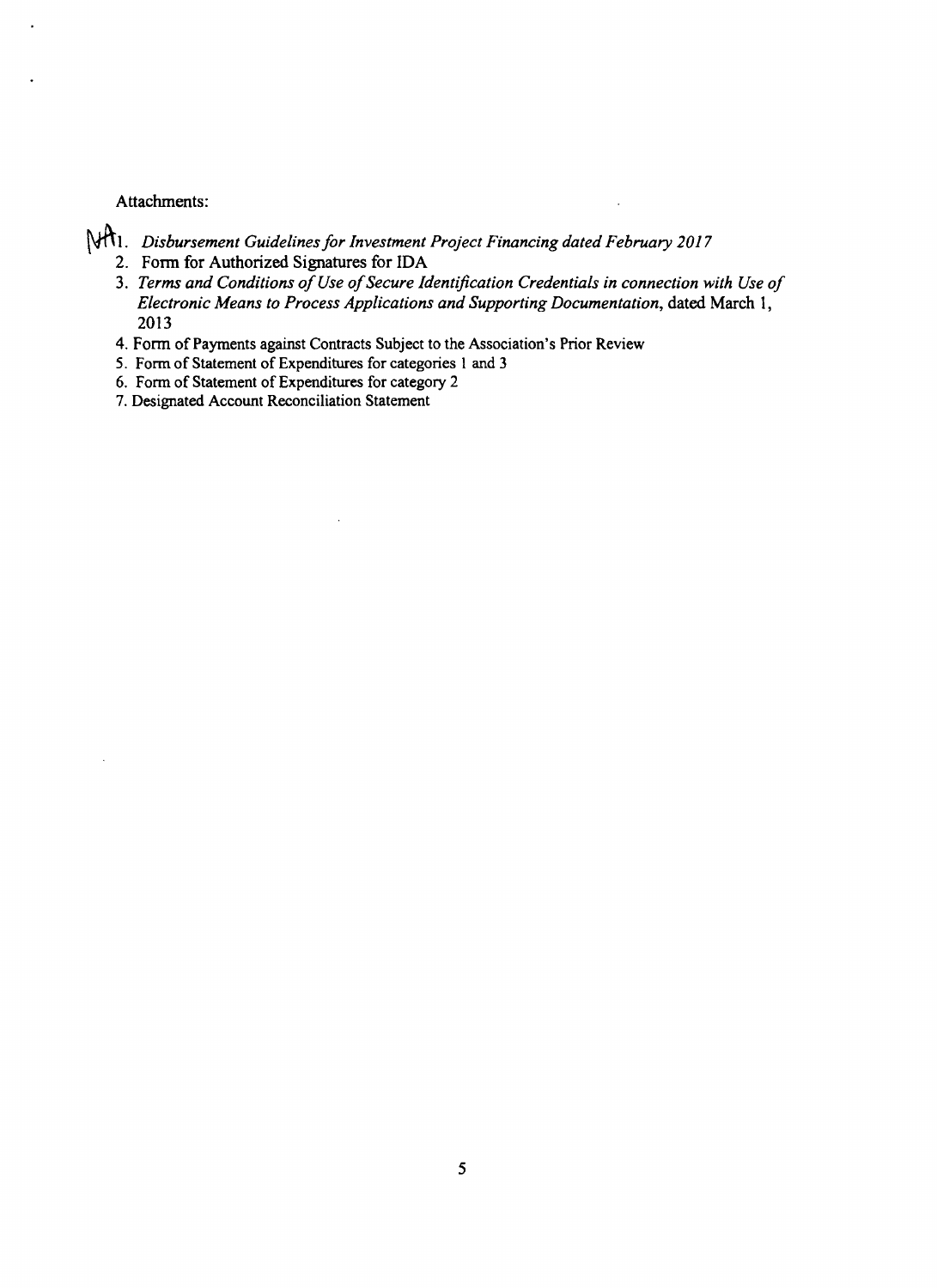Attachments:

1. *Disbursement Guidelines for Investment Project Financing dated February 2017*
2. Form for Authorized Signatures for IDA
3. *Terms and Conditions of Use of Secure Identification Credentials in connection with Use of Electronic Means to Process Applications and Supporting Documentation*, dated March 1, 2013
4. Form of Payments against Contracts Subject to the Association's Prior Review
5. Form of Statement of Expenditures for categories 1 and 3
6. Form of Statement of Expenditures for category 2
7. Designated Account Reconciliation Statement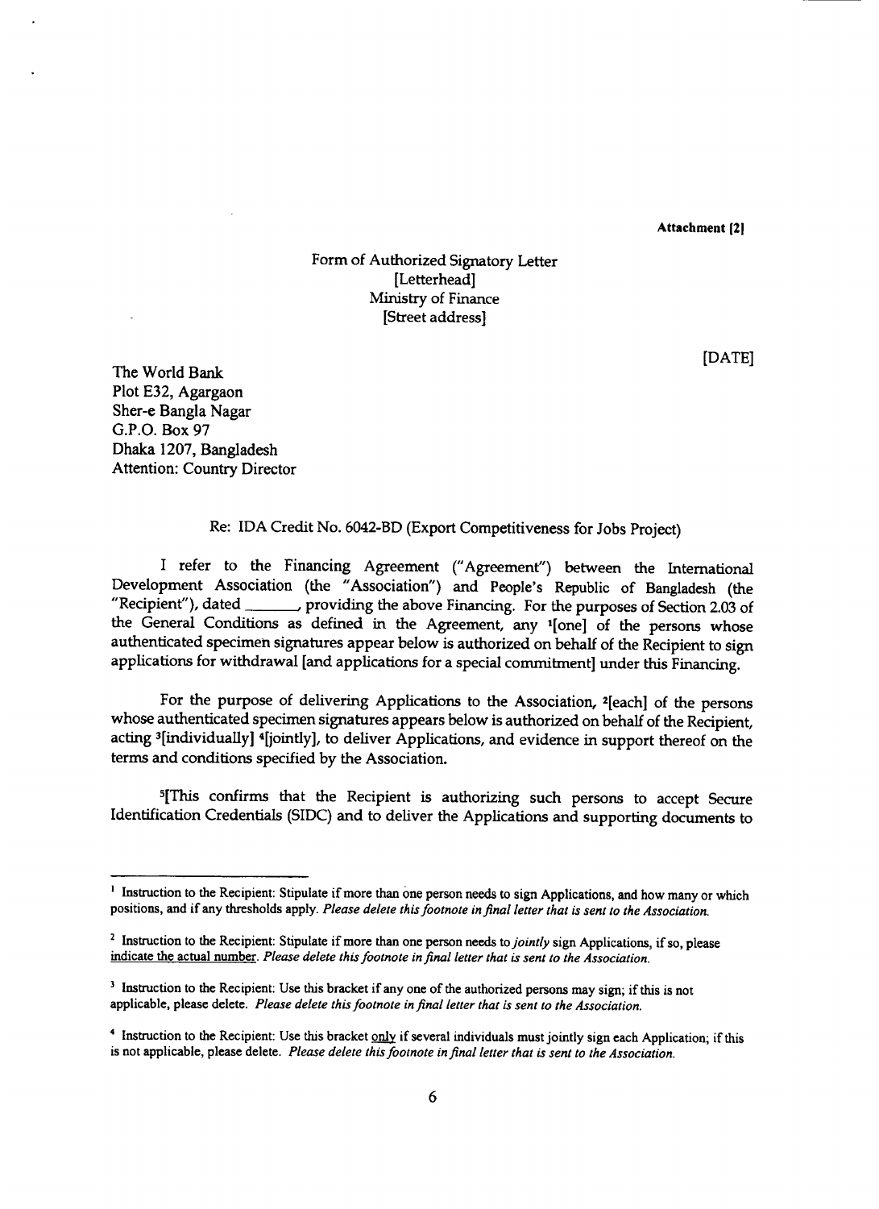**Attachment [2]**

Form of Authorized Signatory Letter
[Letterhead]
Ministry of Finance
[Street address]

[DATE]

The World Bank
Plot E32, Agargaon
Sher-e Bangla Nagar
G.P.O. Box 97
Dhaka 1207, Bangladesh
Attention: Country Director

Re: IDA Credit No. 6042-BD (Export Competitiveness for Jobs Project)

I refer to the Financing Agreement ("Agreement") between the International Development Association (the "Association") and People's Republic of Bangladesh (the "Recipient"), dated ______, providing the above Financing. For the purposes of Section 2.03 of the General Conditions as defined in the Agreement, any [1][one] of the persons whose authenticated specimen signatures appear below is authorized on behalf of the Recipient to sign applications for withdrawal [and applications for a special commitment] under this Financing.

For the purpose of delivering Applications to the Association, [2][each] of the persons whose authenticated specimen signatures appears below is authorized on behalf of the Recipient, acting [3][individually] [4][jointly], to deliver Applications, and evidence in support thereof on the terms and conditions specified by the Association.

[5][This confirms that the Recipient is authorizing such persons to accept Secure Identification Credentials (SIDC) and to deliver the Applications and supporting documents to

---

[1] Instruction to the Recipient: Stipulate if more than one person needs to sign Applications, and how many or which positions, and if any thresholds apply. *Please delete this footnote in final letter that is sent to the Association.*

[2] Instruction to the Recipient: Stipulate if more than one person needs to *jointly* sign Applications, if so, please indicate the actual number. *Please delete this footnote in final letter that is sent to the Association.*

[3] Instruction to the Recipient: Use this bracket if any one of the authorized persons may sign; if this is not applicable, please delete. *Please delete this footnote in final letter that is sent to the Association.*

[4] Instruction to the Recipient: Use this bracket only if several individuals must jointly sign each Application; if this is not applicable, please delete. *Please delete this footnote in final letter that is sent to the Association.*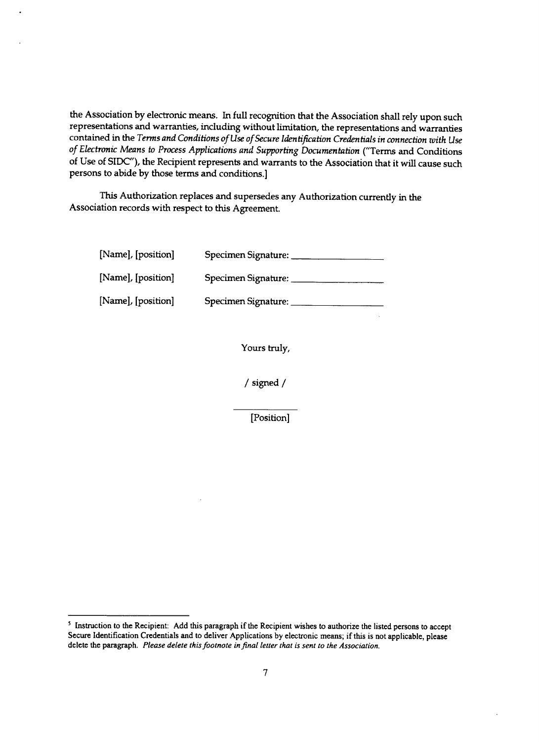the Association by electronic means. In full recognition that the Association shall rely upon such representations and warranties, including without limitation, the representations and warranties contained in the *Terms and Conditions of Use of Secure Identification Credentials in connection with Use of Electronic Means to Process Applications and Supporting Documentation* ("Terms and Conditions of Use of SIDC"), the Recipient represents and warrants to the Association that it will cause such persons to abide by those terms and conditions.]

This Authorization replaces and supersedes any Authorization currently in the Association records with respect to this Agreement.

[Name], [position] Specimen Signature: ___________________

[Name], [position] Specimen Signature: ___________________

[Name], [position] Specimen Signature: ___________________

Yours truly,

/ signed /

_____________

[Position]

---

[5] Instruction to the Recipient: Add this paragraph if the Recipient wishes to authorize the listed persons to accept Secure Identification Credentials and to deliver Applications by electronic means; if this is not applicable, please delete the paragraph. *Please delete this footnote in final letter that is sent to the Association.*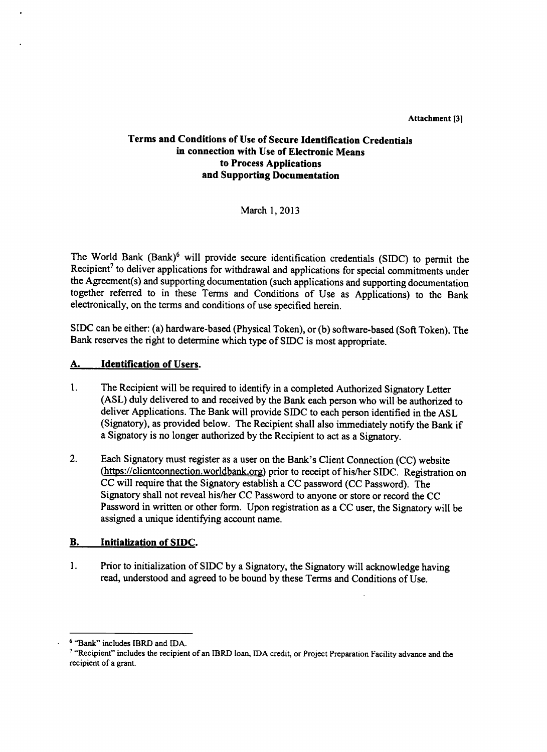Attachment [3]

**Terms and Conditions of Use of Secure Identification Credentials in connection with Use of Electronic Means to Process Applications and Supporting Documentation**

March 1, 2013

The World Bank (Bank)[6] will provide secure identification credentials (SIDC) to permit the Recipient[7] to deliver applications for withdrawal and applications for special commitments under the Agreement(s) and supporting documentation (such applications and supporting documentation together referred to in these Terms and Conditions of Use as Applications) to the Bank electronically, on the terms and conditions of use specified herein.

SIDC can be either: (a) hardware-based (Physical Token), or (b) software-based (Soft Token). The Bank reserves the right to determine which type of SIDC is most appropriate.

## A. Identification of Users.

1. The Recipient will be required to identify in a completed Authorized Signatory Letter (ASL) duly delivered to and received by the Bank each person who will be authorized to deliver Applications. The Bank will provide SIDC to each person identified in the ASL (Signatory), as provided below. The Recipient shall also immediately notify the Bank if a Signatory is no longer authorized by the Recipient to act as a Signatory.

2. Each Signatory must register as a user on the Bank's Client Connection (CC) website (https://clientconnection.worldbank.org) prior to receipt of his/her SIDC. Registration on CC will require that the Signatory establish a CC password (CC Password). The Signatory shall not reveal his/her CC Password to anyone or store or record the CC Password in written or other form. Upon registration as a CC user, the Signatory will be assigned a unique identifying account name.

## B. Initialization of SIDC.

1. Prior to initialization of SIDC by a Signatory, the Signatory will acknowledge having read, understood and agreed to be bound by these Terms and Conditions of Use.

---

[6] "Bank" includes IBRD and IDA.

[7] "Recipient" includes the recipient of an IBRD loan, IDA credit, or Project Preparation Facility advance and the recipient of a grant.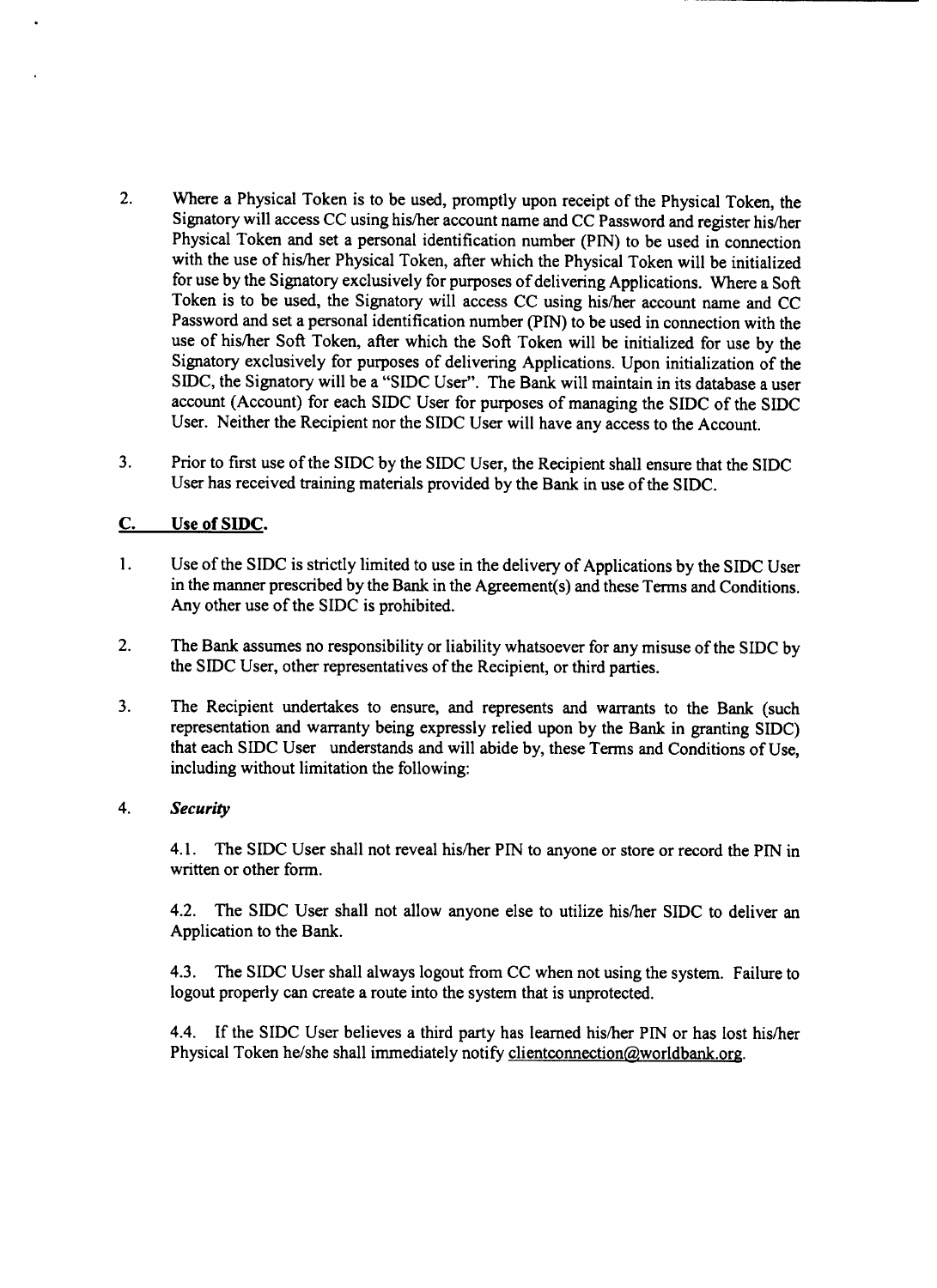2. Where a Physical Token is to be used, promptly upon receipt of the Physical Token, the Signatory will access CC using his/her account name and CC Password and register his/her Physical Token and set a personal identification number (PIN) to be used in connection with the use of his/her Physical Token, after which the Physical Token will be initialized for use by the Signatory exclusively for purposes of delivering Applications. Where a Soft Token is to be used, the Signatory will access CC using his/her account name and CC Password and set a personal identification number (PIN) to be used in connection with the use of his/her Soft Token, after which the Soft Token will be initialized for use by the Signatory exclusively for purposes of delivering Applications. Upon initialization of the SIDC, the Signatory will be a "SIDC User". The Bank will maintain in its database a user account (Account) for each SIDC User for purposes of managing the SIDC of the SIDC User. Neither the Recipient nor the SIDC User will have any access to the Account.

3. Prior to first use of the SIDC by the SIDC User, the Recipient shall ensure that the SIDC User has received training materials provided by the Bank in use of the SIDC.

## C. Use of SIDC.

1. Use of the SIDC is strictly limited to use in the delivery of Applications by the SIDC User in the manner prescribed by the Bank in the Agreement(s) and these Terms and Conditions. Any other use of the SIDC is prohibited.

2. The Bank assumes no responsibility or liability whatsoever for any misuse of the SIDC by the SIDC User, other representatives of the Recipient, or third parties.

3. The Recipient undertakes to ensure, and represents and warrants to the Bank (such representation and warranty being expressly relied upon by the Bank in granting SIDC) that each SIDC User understands and will abide by, these Terms and Conditions of Use, including without limitation the following:

4. ***Security***

   4.1. The SIDC User shall not reveal his/her PIN to anyone or store or record the PIN in written or other form.

   4.2. The SIDC User shall not allow anyone else to utilize his/her SIDC to deliver an Application to the Bank.

   4.3. The SIDC User shall always logout from CC when not using the system. Failure to logout properly can create a route into the system that is unprotected.

   4.4. If the SIDC User believes a third party has learned his/her PIN or has lost his/her Physical Token he/she shall immediately notify clientconnection@worldbank.org.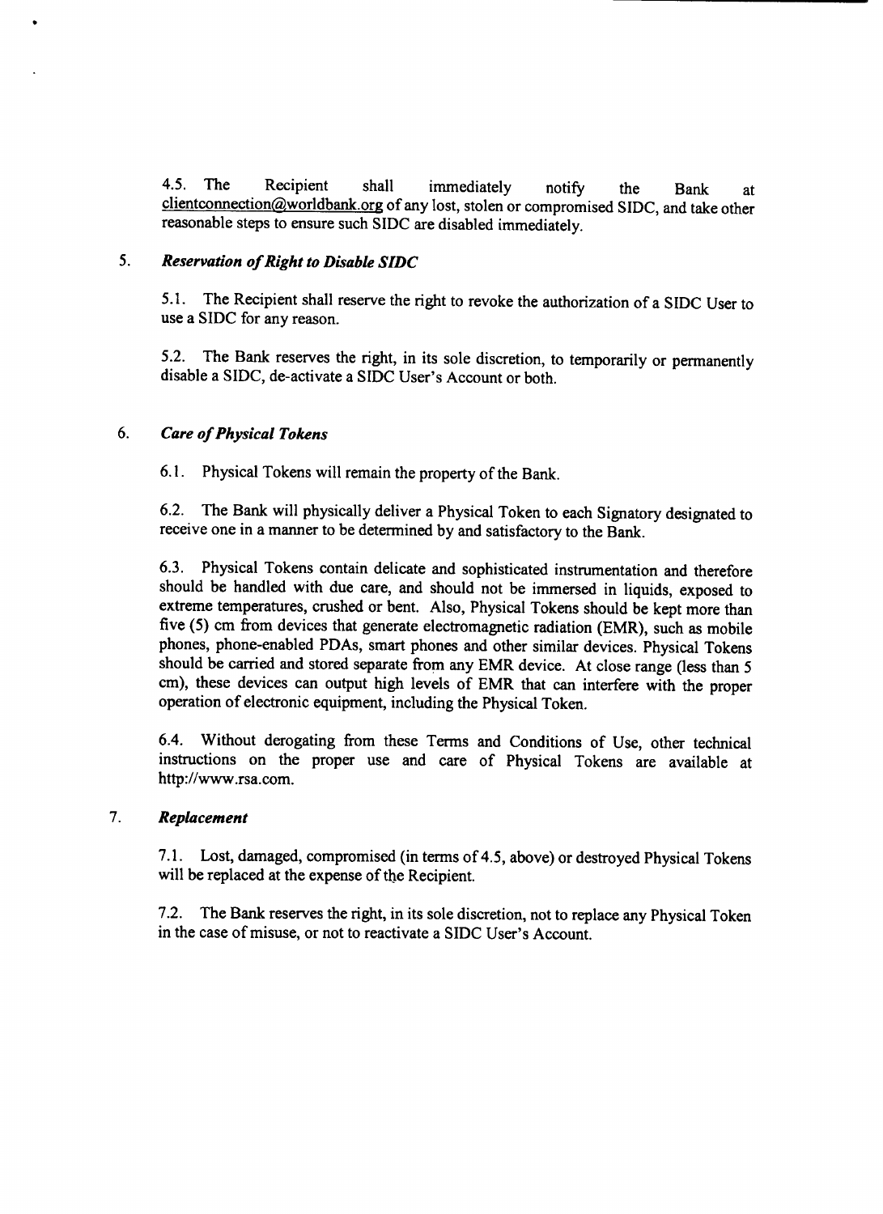4.5. The Recipient shall immediately notify the Bank at clientconnection@worldbank.org of any lost, stolen or compromised SIDC, and take other reasonable steps to ensure such SIDC are disabled immediately.

5. ***Reservation of Right to Disable SIDC***

5.1. The Recipient shall reserve the right to revoke the authorization of a SIDC User to use a SIDC for any reason.

5.2. The Bank reserves the right, in its sole discretion, to temporarily or permanently disable a SIDC, de-activate a SIDC User's Account or both.

6. ***Care of Physical Tokens***

6.1. Physical Tokens will remain the property of the Bank.

6.2. The Bank will physically deliver a Physical Token to each Signatory designated to receive one in a manner to be determined by and satisfactory to the Bank.

6.3. Physical Tokens contain delicate and sophisticated instrumentation and therefore should be handled with due care, and should not be immersed in liquids, exposed to extreme temperatures, crushed or bent. Also, Physical Tokens should be kept more than five (5) cm from devices that generate electromagnetic radiation (EMR), such as mobile phones, phone-enabled PDAs, smart phones and other similar devices. Physical Tokens should be carried and stored separate from any EMR device. At close range (less than 5 cm), these devices can output high levels of EMR that can interfere with the proper operation of electronic equipment, including the Physical Token.

6.4. Without derogating from these Terms and Conditions of Use, other technical instructions on the proper use and care of Physical Tokens are available at http://www.rsa.com.

7. ***Replacement***

7.1. Lost, damaged, compromised (in terms of 4.5, above) or destroyed Physical Tokens will be replaced at the expense of the Recipient.

7.2. The Bank reserves the right, in its sole discretion, not to replace any Physical Token in the case of misuse, or not to reactivate a SIDC User's Account.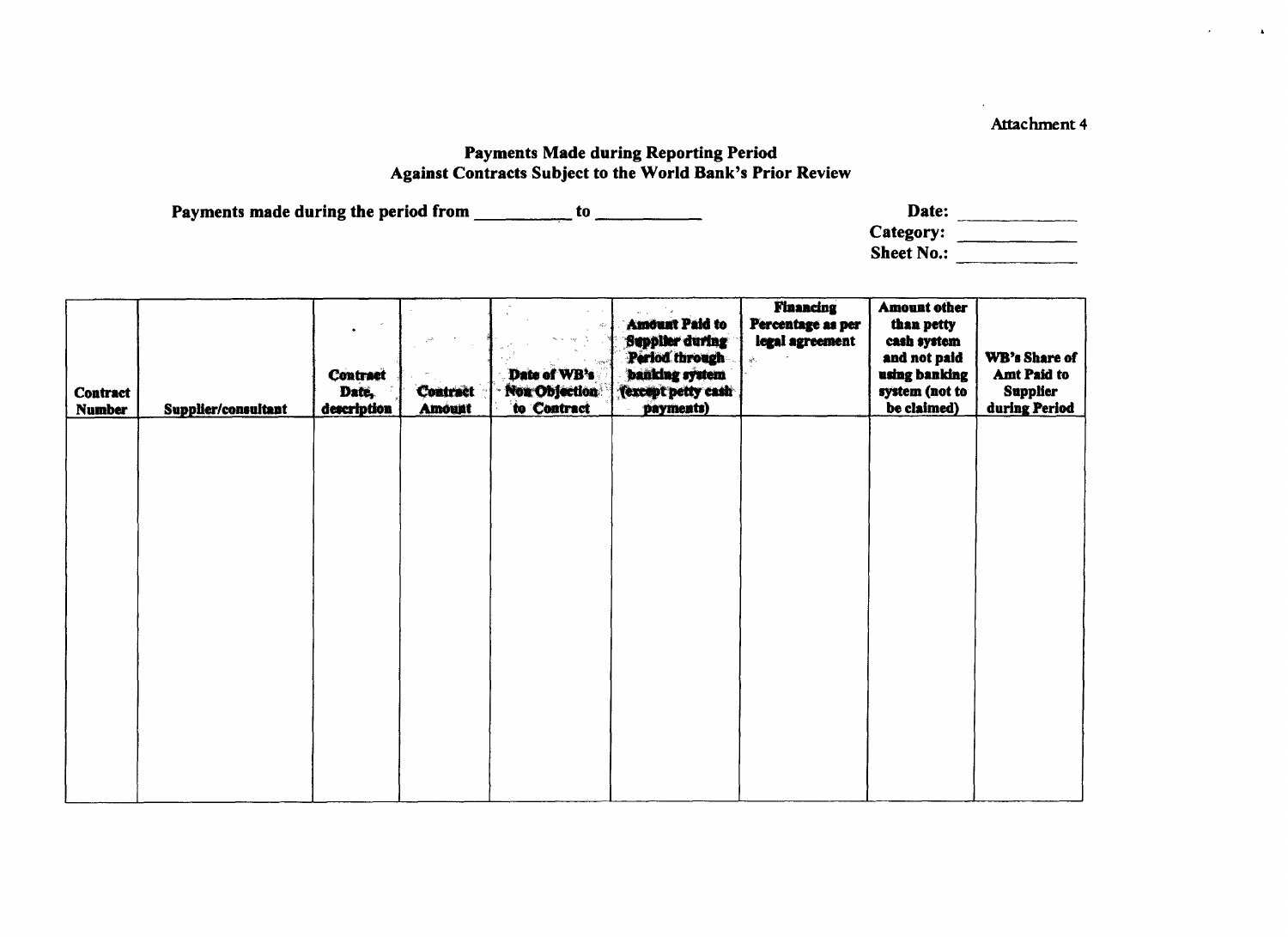Attachment 4

## Payments Made during Reporting Period
## Against Contracts Subject to the World Bank's Prior Review

**Payments made during the period from __________ to __________**

**Date:** __________
**Category:** __________
**Sheet No.:** __________

| Contract Number | Supplier/consultant | Contract Date, description | Contract Amount | Date of WB's Non Objection to Contract | Amount Paid to Supplier during Period through banking system (except petty cash payments) | Financing Percentage as per legal agreement | Amount other than petty cash system and not paid using banking system (not to be claimed) | WB's Share of Amt Paid to Supplier during Period |
|---|---|---|---|---|---|---|---|---|
| | | | | | | | | |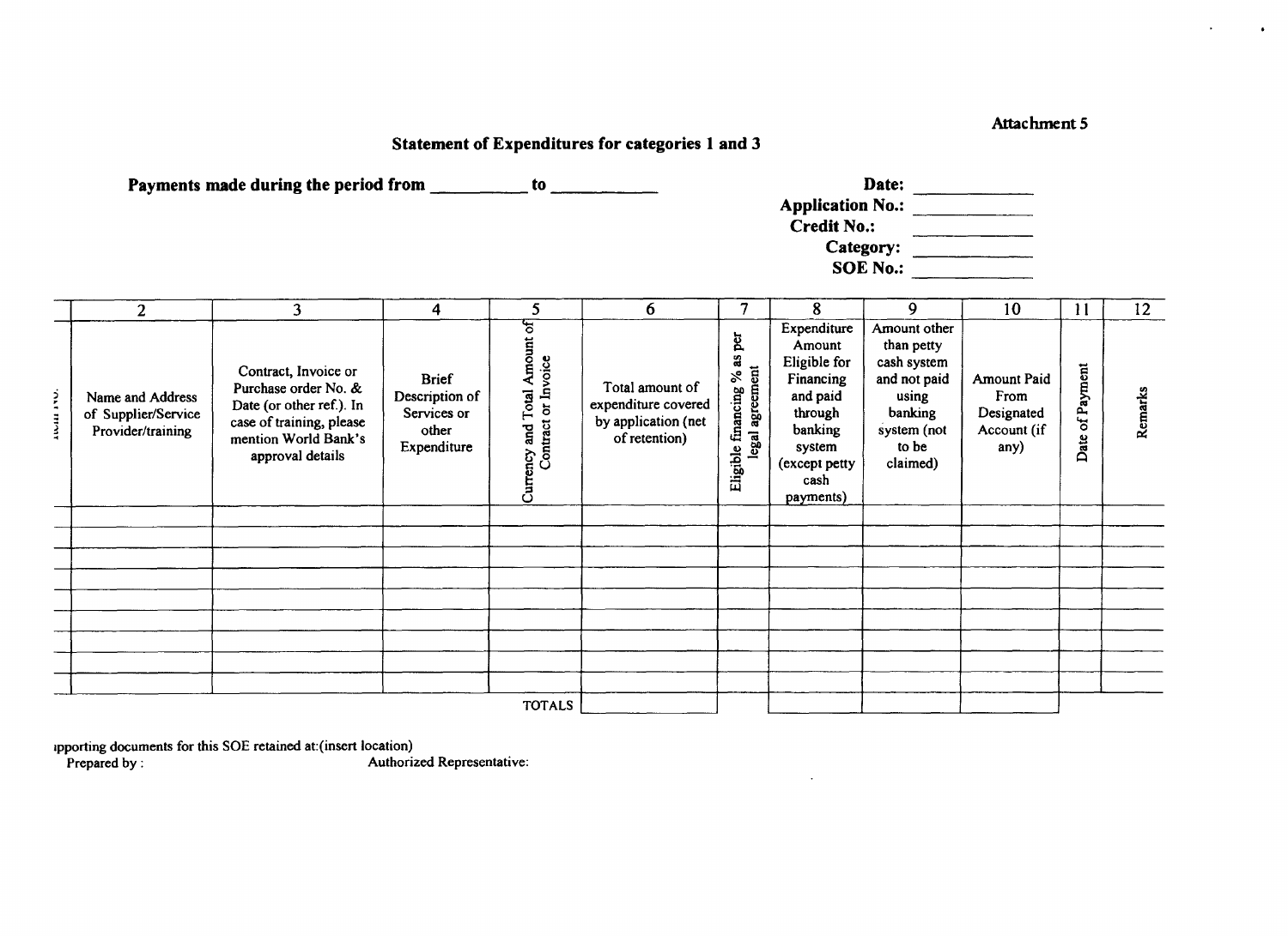Attachment 5

## Statement of Expenditures for categories 1 and 3

**Payments made during the period from ___________ to ___________**

**Date:** ___________
**Application No.:** ___________
**Credit No.:** ___________
**Category:** ___________
**SOE No.:** ___________

| | 2 | 3 | 4 | 5 | 6 | 7 | 8 | 9 | 10 | 11 | 12 |
|---|---|---|---|---|---|---|---|---|---|---|---|
| Item No. | Name and Address of Supplier/Service Provider/training | Contract, Invoice or Purchase order No. & Date (or other ref.). In case of training, please mention World Bank's approval details | Brief Description of Services or other Expenditure | Currency and Total Amount of Contract or Invoice | Total amount of expenditure covered by application (net of retention) | Eligible financing % as per legal agreement | Expenditure Amount Eligible for Financing and paid through banking system (except petty cash payments) | Amount other than petty cash system and not paid using banking system (not to be claimed) | Amount Paid From Designated Account (if any) | Date of Payment | Remarks |
| | | | | | | | | | | | |
| | | | | | | | | | | | |
| | | | | | | | | | | | |
| | | | | | | | | | | | |
| | | | | | | | | | | | |
| | | | | | | | | | | | |
| | | | | | | | | | | | |
| | | | | | | | | | | | |
| | | | | | | | | | | | |
| | | | | TOTALS | | | | | | | |

ɪpporting documents for this SOE retained at:(insert location)

Prepared by :

Authorized Representative: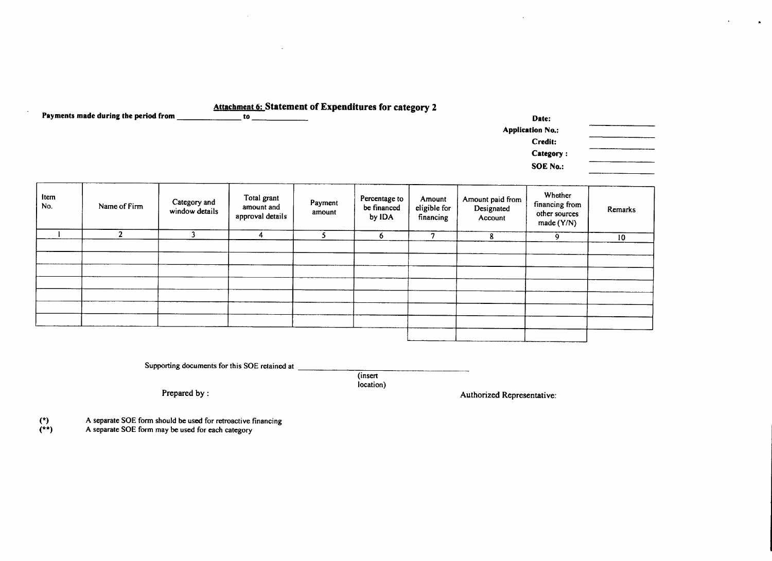## Attachment 6: Statement of Expenditures for category 2

**Payments made during the period from** _______________ **to** ____________

**Date:** __________

**Application No.:** __________

**Credit:** __________

**Category :** __________

**SOE No.:** __________

| Item No. | Name of Firm | Category and window details | Total grant amount and approval details | Payment amount | Percentage to be financed by IDA | Amount eligible for financing | Amount paid from Designated Account | Whether financing from other sources made (Y/N) | Remarks |
|---|---|---|---|---|---|---|---|---|---|
| 1 | 2 | 3 | 4 | 5 | 6 | 7 | 8 | 9 | 10 |
| | | | | | | | | | |
| | | | | | | | | | |
| | | | | | | | | | |
| | | | | | | | | | |
| | | | | | | | | | |
| | | | | | | | | | |
| | | | | | | | | | |
| | | | | | | | | | |

Supporting documents for this SOE retained at ________________________________ (insert location)

Prepared by :

Authorized Representative:

(*) A separate SOE form should be used for retroactive financing

(**) A separate SOE form may be used for each category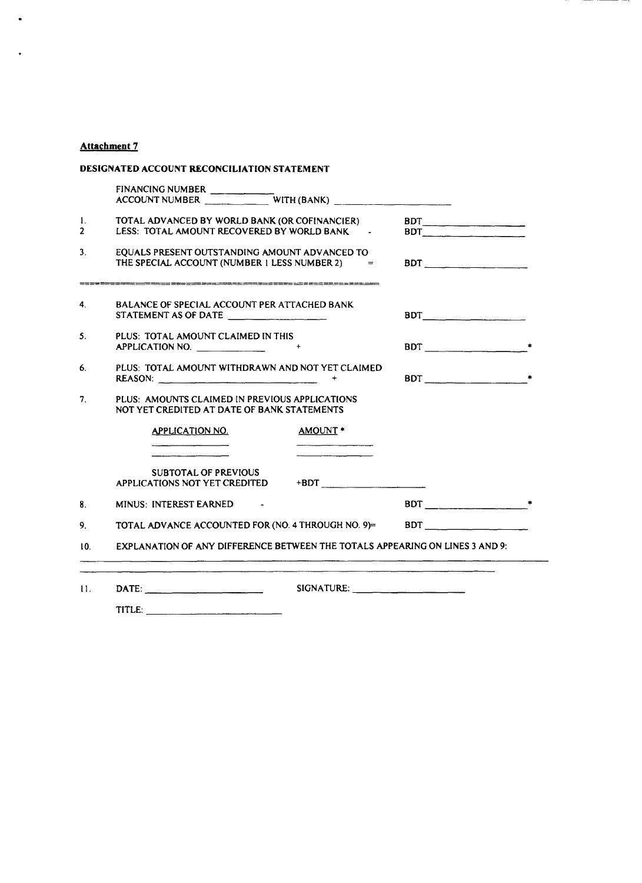**Attachment 7**

**DESIGNATED ACCOUNT RECONCILIATION STATEMENT**

FINANCING NUMBER ___________
ACCOUNT NUMBER ___________ WITH (BANK) ____________________

1. TOTAL ADVANCED BY WORLD BANK (OR COFINANCIER) BDT__________________
2. LESS: TOTAL AMOUNT RECOVERED BY WORLD BANK - BDT__________________

3. EQUALS PRESENT OUTSTANDING AMOUNT ADVANCED TO THE SPECIAL ACCOUNT (NUMBER 1 LESS NUMBER 2) = BDT __________________

---

4. BALANCE OF SPECIAL ACCOUNT PER ATTACHED BANK STATEMENT AS OF DATE ________________ BDT__________________

5. PLUS: TOTAL AMOUNT CLAIMED IN THIS APPLICATION NO. ___________ + BDT __________________ *

6. PLUS: TOTAL AMOUNT WITHDRAWN AND NOT YET CLAIMED REASON: ______________________ + BDT __________________ *

7. PLUS: AMOUNTS CLAIMED IN PREVIOUS APPLICATIONS NOT YET CREDITED AT DATE OF BANK STATEMENTS

| APPLICATION NO. | AMOUNT * |
|---|---|
| ___________ | ___________ |
| ___________ | ___________ |

SUBTOTAL OF PREVIOUS APPLICATIONS NOT YET CREDITED +BDT __________________

8. MINUS: INTEREST EARNED - BDT __________________ *

9. TOTAL ADVANCE ACCOUNTED FOR (NO. 4 THROUGH NO. 9)= BDT __________________

10. EXPLANATION OF ANY DIFFERENCE BETWEEN THE TOTALS APPEARING ON LINES 3 AND 9:

______________________________________________________________________

11. DATE: ____________________ SIGNATURE: ____________________

TITLE: ________________________